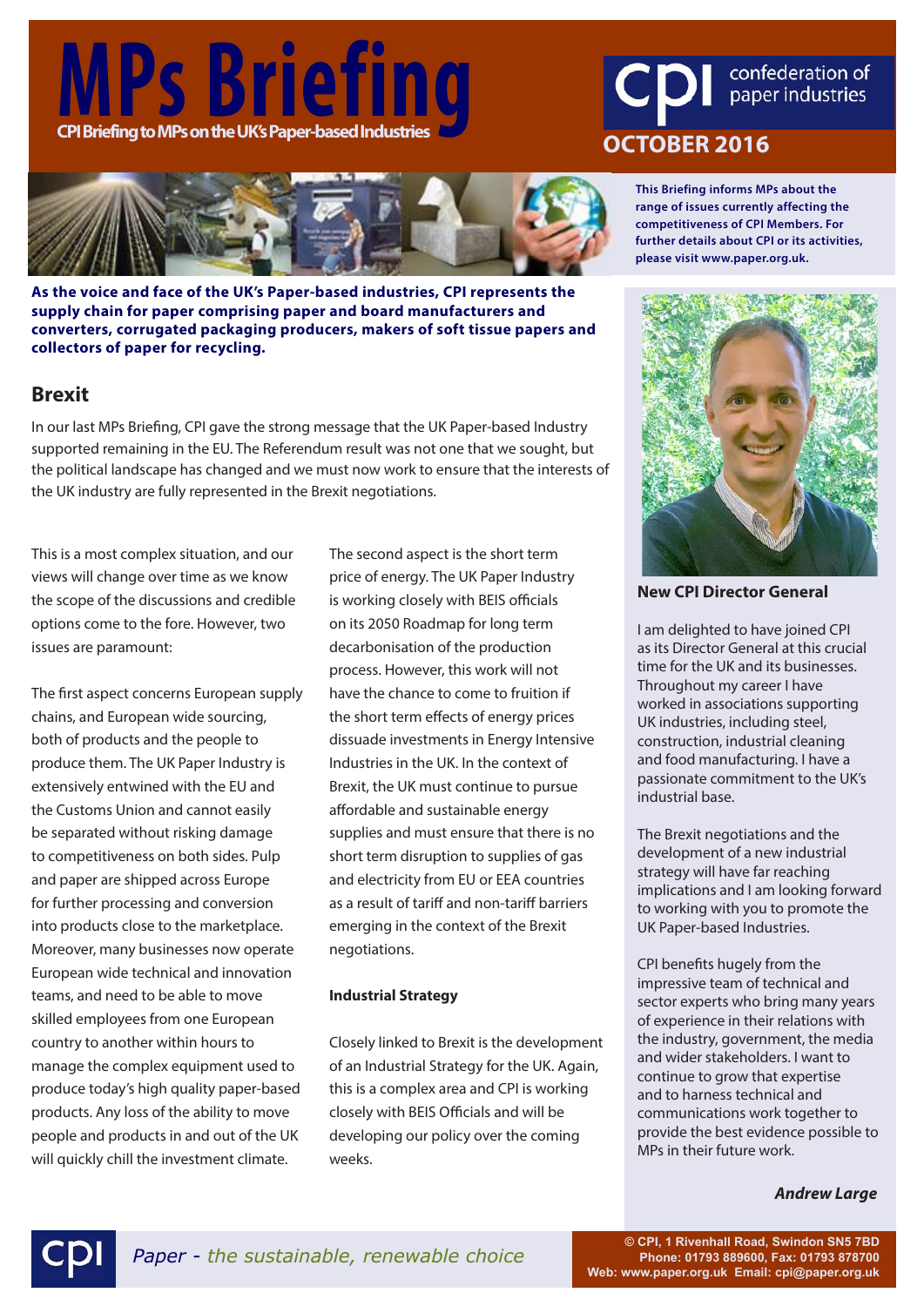# MPs Briefing

**CPI Briefing to MPs on the UK's Paper-based Industries**

cpi confederation of paper industries

**OCTOBER 2016**

**This Briefing informs MPs about the range of issues currently affecting the competitiveness of CPI Members. For further details about CPI or its activities, please visit www.paper.org.uk.**

**As the voice and face of the UK's Paper-based industries, CPI represents the supply chain for paper comprising paper and board manufacturers and converters, corrugated packaging producers, makers of soft tissue papers and collectors of paper for recycling.**

## Brexit

In our last MPs Briefing, CPI gave the strong message that the UK Paper-based Industry supported remaining in the EU. The Referendum result was not one that we sought, but the political landscape has changed and we must now work to ensure that the interests of the UK industry are fully represented in the Brexit negotiations.

This is a most complex situation, and our views will change over time as we know the scope of the discussions and credible options come to the fore. However, two issues are paramount:

The first aspect concerns European supply chains, and European wide sourcing, both of products and the people to produce them. The UK Paper Industry is extensively entwined with the EU and the Customs Union and cannot easily be separated without risking damage to competitiveness on both sides. Pulp and paper are shipped across Europe for further processing and conversion into products close to the marketplace. Moreover, many businesses now operate European wide technical and innovation teams, and need to be able to move skilled employees from one European country to another within hours to manage the complex equipment used to produce today's high quality paper-based products. Any loss of the ability to move people and products in and out of the UK will quickly chill the investment climate.

The second aspect is the short term price of energy. The UK Paper Industry is working closely with BEIS officials on its 2050 Roadmap for long term decarbonisation of the production process. However, this work will not have the chance to come to fruition if the short term effects of energy prices dissuade investments in Energy Intensive Industries in the UK. In the context of Brexit, the UK must continue to pursue affordable and sustainable energy supplies and must ensure that there is no short term disruption to supplies of gas and electricity from EU or EEA countries as a result of tariff and non-tariff barriers emerging in the context of the Brexit negotiations.

### Industrial Strategy

Closely linked to Brexit is the development of an Industrial Strategy for the UK. Again, this is a complex area and CPI is working closely with BEIS Officials and will be developing our policy over the coming weeks.

## New CPI Director General

I am delighted to have joined CPI as its Director General at this crucial time for the UK and its businesses. Throughout my career I have worked in associations supporting UK industries, including steel, construction, industrial cleaning and food manufacturing. I have a passionate commitment to the UK's industrial base.

The Brexit negotiations and the development of a new industrial strategy will have far reaching implications and I am looking forward to working with you to promote the UK Paper-based Industries.

CPI benefits hugely from the impressive team of technical and sector experts who bring many years of experience in their relations with the industry, government, the media and wider stakeholders. I want to continue to grow that expertise and to harness technical and communications work together to provide the best evidence possible to MPs in their future work.

***Andrew Large***

cpi *Paper - the sustainable, renewable choice*

**© CPI, 1 Rivenhall Road, Swindon SN5 7BD**
**Phone: 01793 889600, Fax: 01793 878700**
**Web: www.paper.org.uk Email: cpi@paper.org.uk**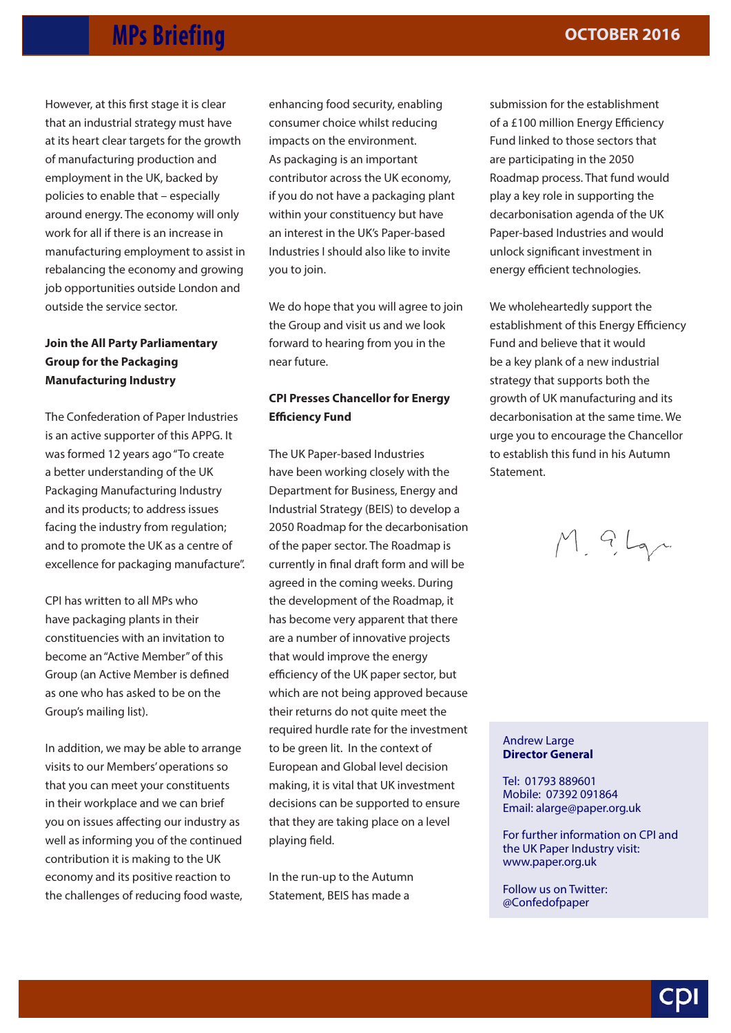However, at this first stage it is clear that an industrial strategy must have at its heart clear targets for the growth of manufacturing production and employment in the UK, backed by policies to enable that – especially around energy. The economy will only work for all if there is an increase in manufacturing employment to assist in rebalancing the economy and growing job opportunities outside London and outside the service sector.

**Join the All Party Parliamentary Group for the Packaging Manufacturing Industry**

The Confederation of Paper Industries is an active supporter of this APPG. It was formed 12 years ago "To create a better understanding of the UK Packaging Manufacturing Industry and its products; to address issues facing the industry from regulation; and to promote the UK as a centre of excellence for packaging manufacture".

CPI has written to all MPs who have packaging plants in their constituencies with an invitation to become an "Active Member" of this Group (an Active Member is defined as one who has asked to be on the Group's mailing list).

In addition, we may be able to arrange visits to our Members' operations so that you can meet your constituents in their workplace and we can brief you on issues affecting our industry as well as informing you of the continued contribution it is making to the UK economy and its positive reaction to the challenges of reducing food waste, enhancing food security, enabling consumer choice whilst reducing impacts on the environment. As packaging is an important contributor across the UK economy, if you do not have a packaging plant within your constituency but have an interest in the UK's Paper-based Industries I should also like to invite you to join.

We do hope that you will agree to join the Group and visit us and we look forward to hearing from you in the near future.

**CPI Presses Chancellor for Energy Efficiency Fund**

The UK Paper-based Industries have been working closely with the Department for Business, Energy and Industrial Strategy (BEIS) to develop a 2050 Roadmap for the decarbonisation of the paper sector. The Roadmap is currently in final draft form and will be agreed in the coming weeks. During the development of the Roadmap, it has become very apparent that there are a number of innovative projects that would improve the energy efficiency of the UK paper sector, but which are not being approved because their returns do not quite meet the required hurdle rate for the investment to be green lit. In the context of European and Global level decision making, it is vital that UK investment decisions can be supported to ensure that they are taking place on a level playing field.

In the run-up to the Autumn Statement, BEIS has made a submission for the establishment of a £100 million Energy Efficiency Fund linked to those sectors that are participating in the 2050 Roadmap process. That fund would play a key role in supporting the decarbonisation agenda of the UK Paper-based Industries and would unlock significant investment in energy efficient technologies.

We wholeheartedly support the establishment of this Energy Efficiency Fund and believe that it would be a key plank of a new industrial strategy that supports both the growth of UK manufacturing and its decarbonisation at the same time. We urge you to encourage the Chancellor to establish this fund in his Autumn Statement.

Andrew Large
**Director General**

Tel: 01793 889601
Mobile: 07392 091864
Email: alarge@paper.org.uk

For further information on CPI and the UK Paper Industry visit: www.paper.org.uk

Follow us on Twitter: @Confedofpaper